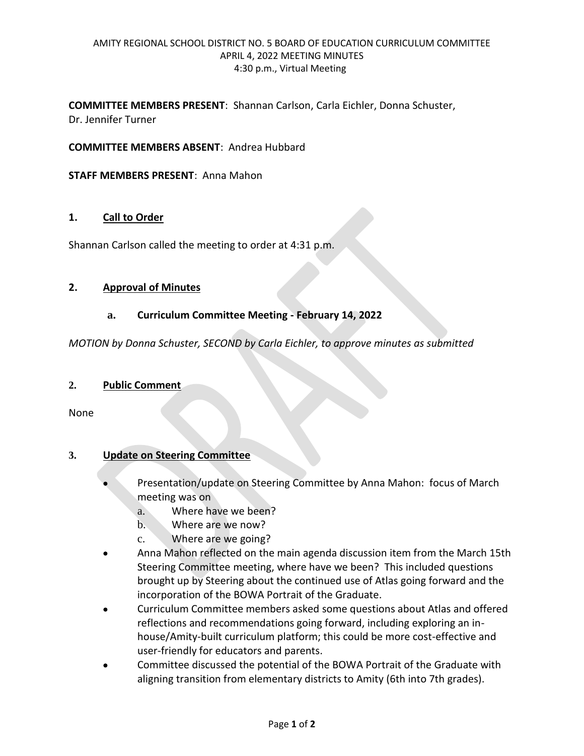AMITY REGIONAL SCHOOL DISTRICT NO. 5 BOARD OF EDUCATION CURRICULUM COMMITTEE
APRIL 4, 2022 MEETING MINUTES
4:30 p.m., Virtual Meeting

**COMMITTEE MEMBERS PRESENT**: Shannan Carlson, Carla Eichler, Donna Schuster, Dr. Jennifer Turner

**COMMITTEE MEMBERS ABSENT**: Andrea Hubbard

**STAFF MEMBERS PRESENT**: Anna Mahon

## 1. Call to Order

Shannan Carlson called the meeting to order at 4:31 p.m.

## 2. Approval of Minutes

### a. Curriculum Committee Meeting - February 14, 2022

*MOTION by Donna Schuster, SECOND by Carla Eichler, to approve minutes as submitted*

## 2. Public Comment

None

## 3. Update on Steering Committee

- Presentation/update on Steering Committee by Anna Mahon: focus of March meeting was on
  a. Where have we been?
  b. Where are we now?
  c. Where are we going?
- Anna Mahon reflected on the main agenda discussion item from the March 15th Steering Committee meeting, where have we been? This included questions brought up by Steering about the continued use of Atlas going forward and the incorporation of the BOWA Portrait of the Graduate.
- Curriculum Committee members asked some questions about Atlas and offered reflections and recommendations going forward, including exploring an in-house/Amity-built curriculum platform; this could be more cost-effective and user-friendly for educators and parents.
- Committee discussed the potential of the BOWA Portrait of the Graduate with aligning transition from elementary districts to Amity (6th into 7th grades).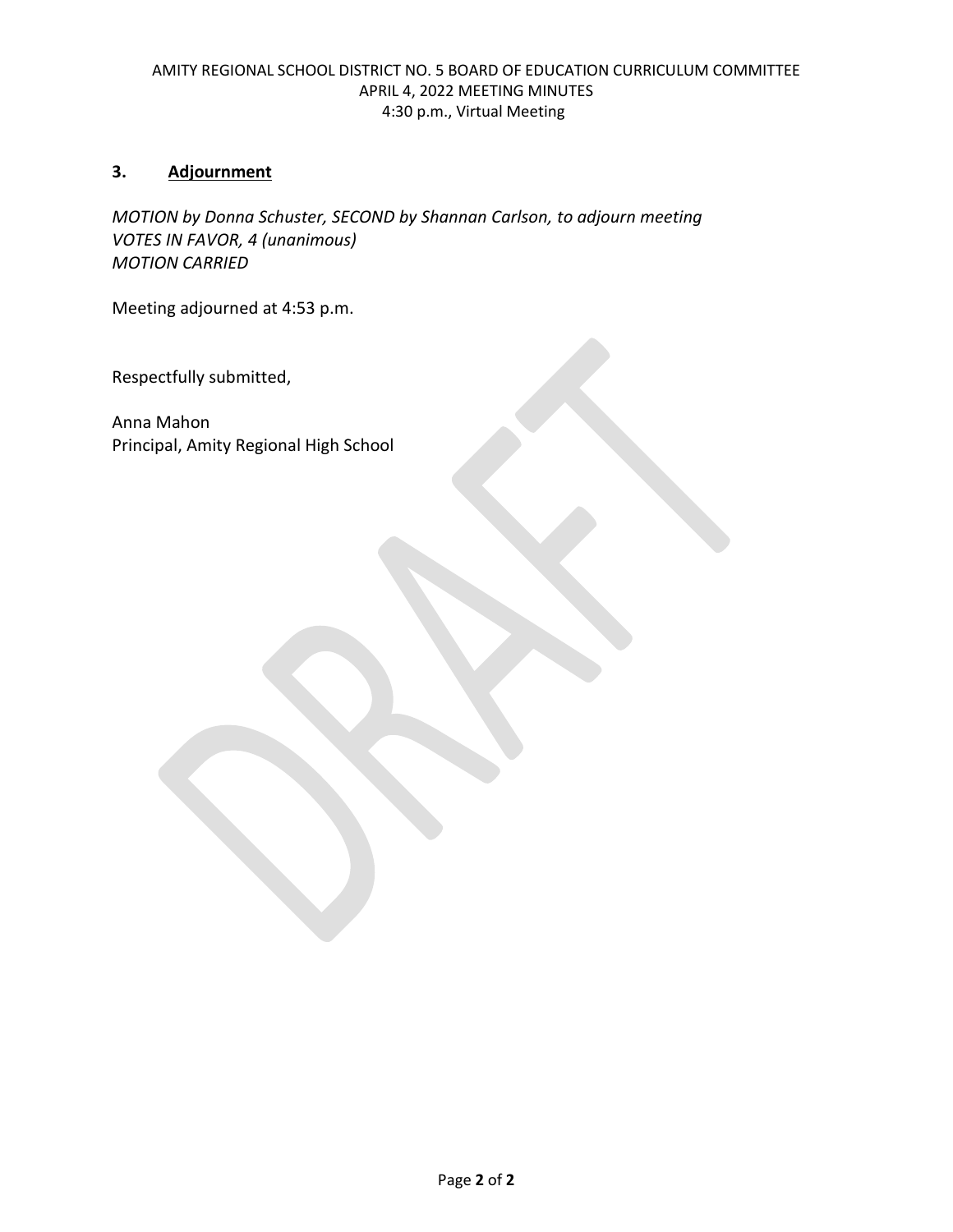### 3. **Adjournment**

*MOTION by Donna Schuster, SECOND by Shannan Carlson, to adjourn meeting*
*VOTES IN FAVOR, 4 (unanimous)*
*MOTION CARRIED*

Meeting adjourned at 4:53 p.m.

Respectfully submitted,

Anna Mahon
Principal, Amity Regional High School